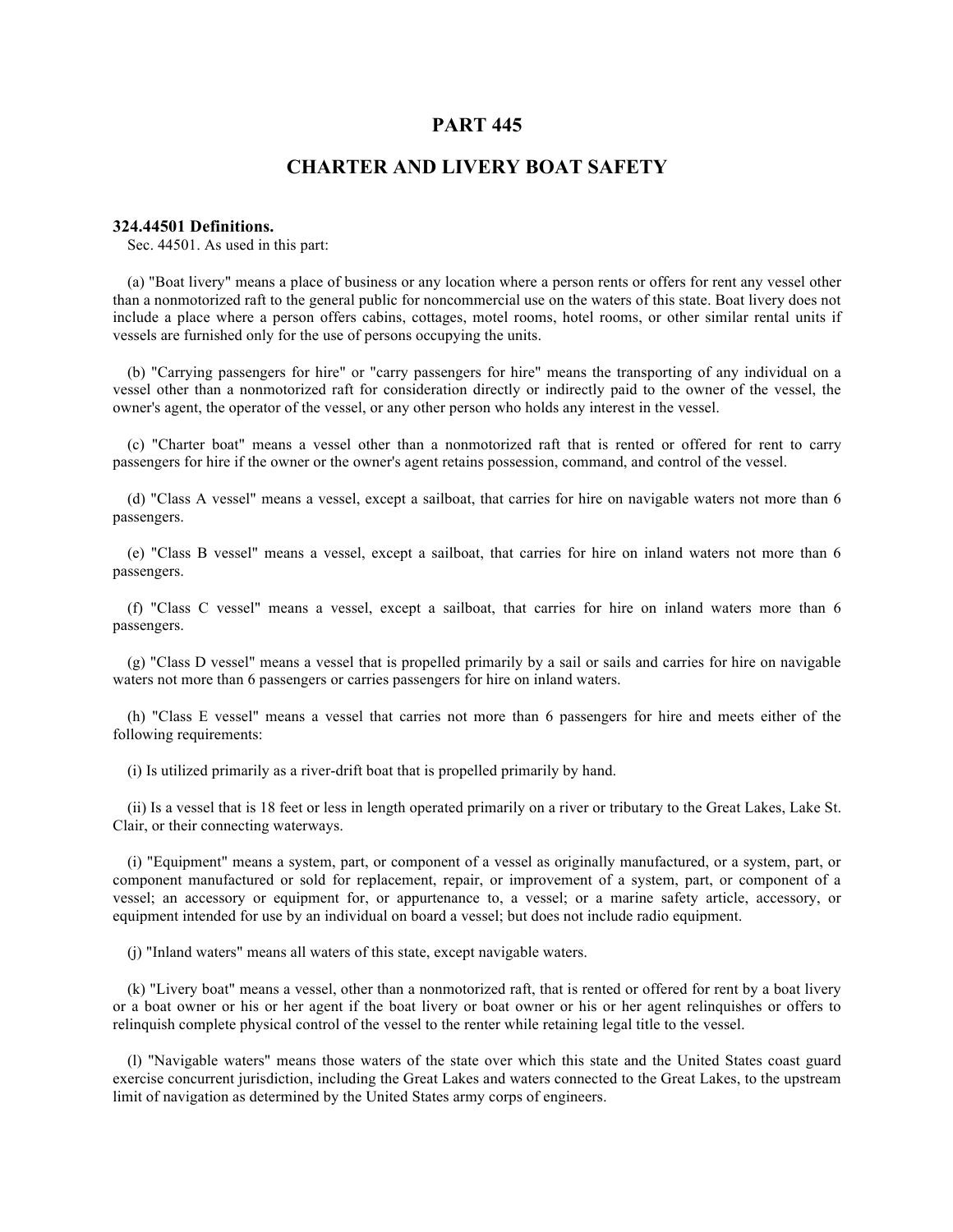# PART 445

## CHARTER AND LIVERY BOAT SAFETY

**324.44501 Definitions.**

Sec. 44501. As used in this part:

(a) "Boat livery" means a place of business or any location where a person rents or offers for rent any vessel other than a nonmotorized raft to the general public for noncommercial use on the waters of this state. Boat livery does not include a place where a person offers cabins, cottages, motel rooms, hotel rooms, or other similar rental units if vessels are furnished only for the use of persons occupying the units.

(b) "Carrying passengers for hire" or "carry passengers for hire" means the transporting of any individual on a vessel other than a nonmotorized raft for consideration directly or indirectly paid to the owner of the vessel, the owner's agent, the operator of the vessel, or any other person who holds any interest in the vessel.

(c) "Charter boat" means a vessel other than a nonmotorized raft that is rented or offered for rent to carry passengers for hire if the owner or the owner's agent retains possession, command, and control of the vessel.

(d) "Class A vessel" means a vessel, except a sailboat, that carries for hire on navigable waters not more than 6 passengers.

(e) "Class B vessel" means a vessel, except a sailboat, that carries for hire on inland waters not more than 6 passengers.

(f) "Class C vessel" means a vessel, except a sailboat, that carries for hire on inland waters more than 6 passengers.

(g) "Class D vessel" means a vessel that is propelled primarily by a sail or sails and carries for hire on navigable waters not more than 6 passengers or carries passengers for hire on inland waters.

(h) "Class E vessel" means a vessel that carries not more than 6 passengers for hire and meets either of the following requirements:

(i) Is utilized primarily as a river-drift boat that is propelled primarily by hand.

(ii) Is a vessel that is 18 feet or less in length operated primarily on a river or tributary to the Great Lakes, Lake St. Clair, or their connecting waterways.

(i) "Equipment" means a system, part, or component of a vessel as originally manufactured, or a system, part, or component manufactured or sold for replacement, repair, or improvement of a system, part, or component of a vessel; an accessory or equipment for, or appurtenance to, a vessel; or a marine safety article, accessory, or equipment intended for use by an individual on board a vessel; but does not include radio equipment.

(j) "Inland waters" means all waters of this state, except navigable waters.

(k) "Livery boat" means a vessel, other than a nonmotorized raft, that is rented or offered for rent by a boat livery or a boat owner or his or her agent if the boat livery or boat owner or his or her agent relinquishes or offers to relinquish complete physical control of the vessel to the renter while retaining legal title to the vessel.

(l) "Navigable waters" means those waters of the state over which this state and the United States coast guard exercise concurrent jurisdiction, including the Great Lakes and waters connected to the Great Lakes, to the upstream limit of navigation as determined by the United States army corps of engineers.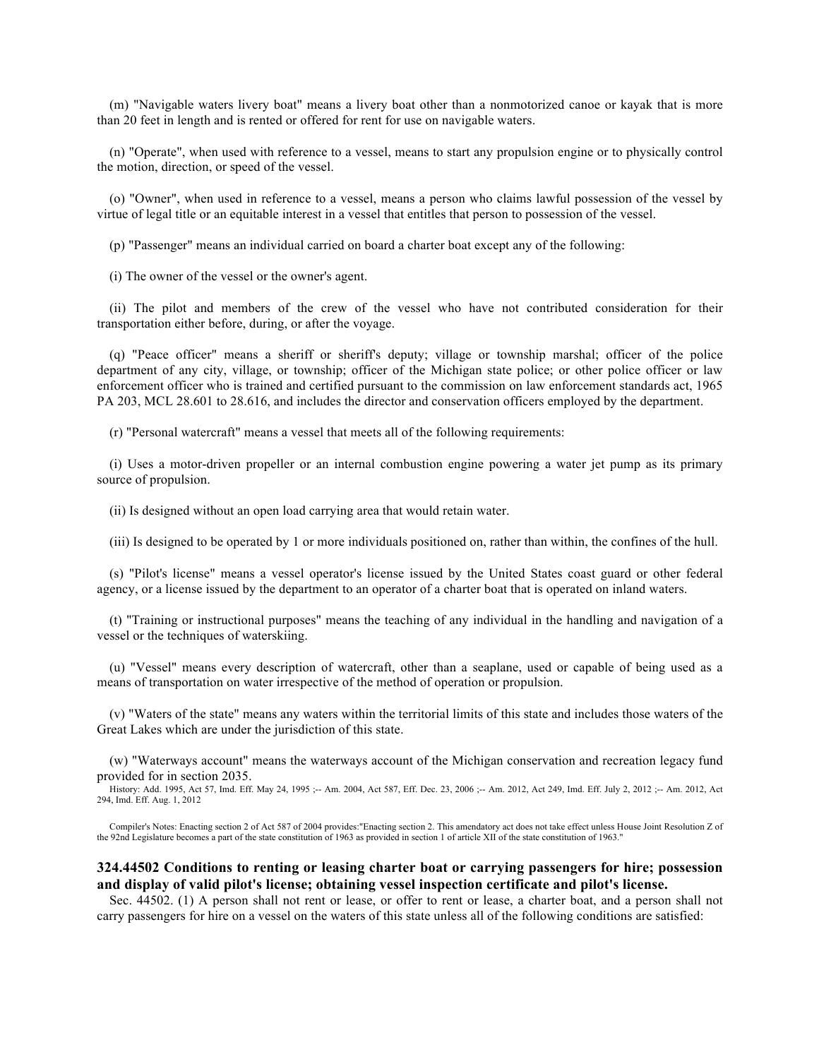(m) "Navigable waters livery boat" means a livery boat other than a nonmotorized canoe or kayak that is more than 20 feet in length and is rented or offered for rent for use on navigable waters.

(n) "Operate", when used with reference to a vessel, means to start any propulsion engine or to physically control the motion, direction, or speed of the vessel.

(o) "Owner", when used in reference to a vessel, means a person who claims lawful possession of the vessel by virtue of legal title or an equitable interest in a vessel that entitles that person to possession of the vessel.

(p) "Passenger" means an individual carried on board a charter boat except any of the following:

(i) The owner of the vessel or the owner's agent.

(ii) The pilot and members of the crew of the vessel who have not contributed consideration for their transportation either before, during, or after the voyage.

(q) "Peace officer" means a sheriff or sheriff's deputy; village or township marshal; officer of the police department of any city, village, or township; officer of the Michigan state police; or other police officer or law enforcement officer who is trained and certified pursuant to the commission on law enforcement standards act, 1965 PA 203, MCL 28.601 to 28.616, and includes the director and conservation officers employed by the department.

(r) "Personal watercraft" means a vessel that meets all of the following requirements:

(i) Uses a motor-driven propeller or an internal combustion engine powering a water jet pump as its primary source of propulsion.

(ii) Is designed without an open load carrying area that would retain water.

(iii) Is designed to be operated by 1 or more individuals positioned on, rather than within, the confines of the hull.

(s) "Pilot's license" means a vessel operator's license issued by the United States coast guard or other federal agency, or a license issued by the department to an operator of a charter boat that is operated on inland waters.

(t) "Training or instructional purposes" means the teaching of any individual in the handling and navigation of a vessel or the techniques of waterskiing.

(u) "Vessel" means every description of watercraft, other than a seaplane, used or capable of being used as a means of transportation on water irrespective of the method of operation or propulsion.

(v) "Waters of the state" means any waters within the territorial limits of this state and includes those waters of the Great Lakes which are under the jurisdiction of this state.

(w) "Waterways account" means the waterways account of the Michigan conservation and recreation legacy fund provided for in section 2035.

History: Add. 1995, Act 57, Imd. Eff. May 24, 1995 ;-- Am. 2004, Act 587, Eff. Dec. 23, 2006 ;-- Am. 2012, Act 249, Imd. Eff. July 2, 2012 ;-- Am. 2012, Act 294, Imd. Eff. Aug. 1, 2012

Compiler's Notes: Enacting section 2 of Act 587 of 2004 provides:"Enacting section 2. This amendatory act does not take effect unless House Joint Resolution Z of the 92nd Legislature becomes a part of the state constitution of 1963 as provided in section 1 of article XII of the state constitution of 1963."

### 324.44502 Conditions to renting or leasing charter boat or carrying passengers for hire; possession and display of valid pilot's license; obtaining vessel inspection certificate and pilot's license.

Sec. 44502. (1) A person shall not rent or lease, or offer to rent or lease, a charter boat, and a person shall not carry passengers for hire on a vessel on the waters of this state unless all of the following conditions are satisfied: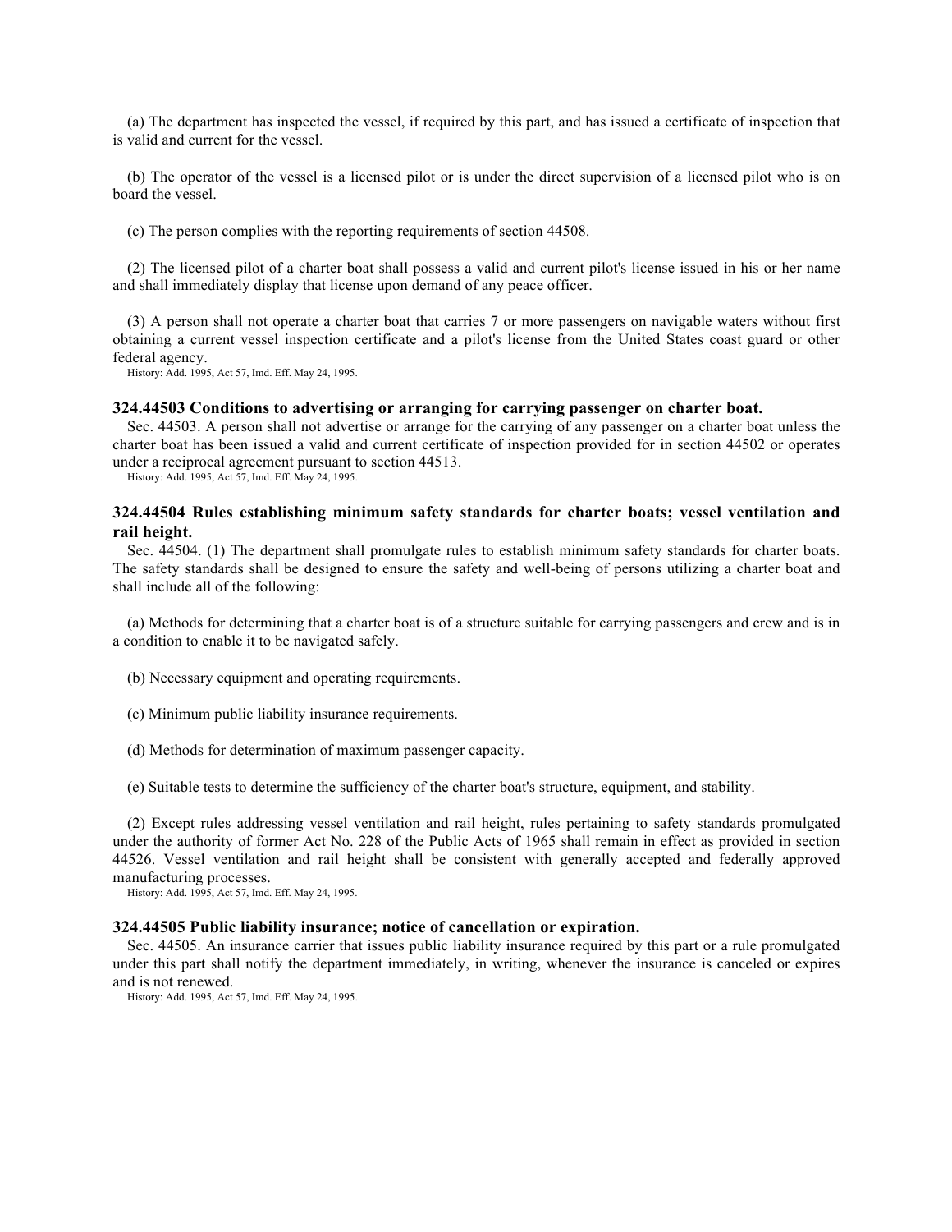(a) The department has inspected the vessel, if required by this part, and has issued a certificate of inspection that is valid and current for the vessel.

(b) The operator of the vessel is a licensed pilot or is under the direct supervision of a licensed pilot who is on board the vessel.

(c) The person complies with the reporting requirements of section 44508.

(2) The licensed pilot of a charter boat shall possess a valid and current pilot's license issued in his or her name and shall immediately display that license upon demand of any peace officer.

(3) A person shall not operate a charter boat that carries 7 or more passengers on navigable waters without first obtaining a current vessel inspection certificate and a pilot's license from the United States coast guard or other federal agency.

History: Add. 1995, Act 57, Imd. Eff. May 24, 1995.

### 324.44503 Conditions to advertising or arranging for carrying passenger on charter boat.

Sec. 44503. A person shall not advertise or arrange for the carrying of any passenger on a charter boat unless the charter boat has been issued a valid and current certificate of inspection provided for in section 44502 or operates under a reciprocal agreement pursuant to section 44513.

History: Add. 1995, Act 57, Imd. Eff. May 24, 1995.

### 324.44504 Rules establishing minimum safety standards for charter boats; vessel ventilation and rail height.

Sec. 44504. (1) The department shall promulgate rules to establish minimum safety standards for charter boats. The safety standards shall be designed to ensure the safety and well-being of persons utilizing a charter boat and shall include all of the following:

(a) Methods for determining that a charter boat is of a structure suitable for carrying passengers and crew and is in a condition to enable it to be navigated safely.

(b) Necessary equipment and operating requirements.

(c) Minimum public liability insurance requirements.

(d) Methods for determination of maximum passenger capacity.

(e) Suitable tests to determine the sufficiency of the charter boat's structure, equipment, and stability.

(2) Except rules addressing vessel ventilation and rail height, rules pertaining to safety standards promulgated under the authority of former Act No. 228 of the Public Acts of 1965 shall remain in effect as provided in section 44526. Vessel ventilation and rail height shall be consistent with generally accepted and federally approved manufacturing processes.

History: Add. 1995, Act 57, Imd. Eff. May 24, 1995.

### 324.44505 Public liability insurance; notice of cancellation or expiration.

Sec. 44505. An insurance carrier that issues public liability insurance required by this part or a rule promulgated under this part shall notify the department immediately, in writing, whenever the insurance is canceled or expires and is not renewed.

History: Add. 1995, Act 57, Imd. Eff. May 24, 1995.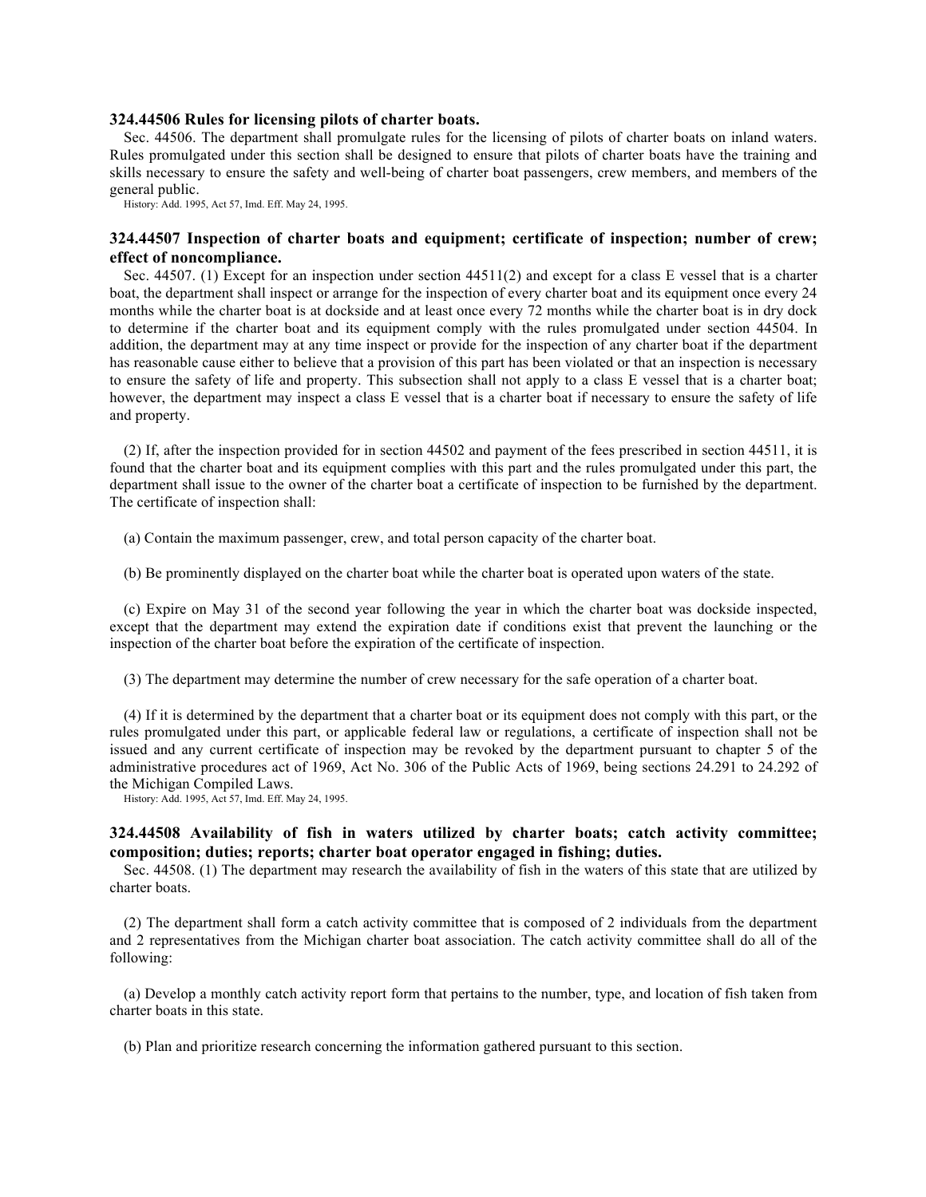### 324.44506 Rules for licensing pilots of charter boats.

Sec. 44506. The department shall promulgate rules for the licensing of pilots of charter boats on inland waters. Rules promulgated under this section shall be designed to ensure that pilots of charter boats have the training and skills necessary to ensure the safety and well-being of charter boat passengers, crew members, and members of the general public.

History: Add. 1995, Act 57, Imd. Eff. May 24, 1995.

### 324.44507 Inspection of charter boats and equipment; certificate of inspection; number of crew; effect of noncompliance.

Sec. 44507. (1) Except for an inspection under section 44511(2) and except for a class E vessel that is a charter boat, the department shall inspect or arrange for the inspection of every charter boat and its equipment once every 24 months while the charter boat is at dockside and at least once every 72 months while the charter boat is in dry dock to determine if the charter boat and its equipment comply with the rules promulgated under section 44504. In addition, the department may at any time inspect or provide for the inspection of any charter boat if the department has reasonable cause either to believe that a provision of this part has been violated or that an inspection is necessary to ensure the safety of life and property. This subsection shall not apply to a class E vessel that is a charter boat; however, the department may inspect a class E vessel that is a charter boat if necessary to ensure the safety of life and property.

(2) If, after the inspection provided for in section 44502 and payment of the fees prescribed in section 44511, it is found that the charter boat and its equipment complies with this part and the rules promulgated under this part, the department shall issue to the owner of the charter boat a certificate of inspection to be furnished by the department. The certificate of inspection shall:

(a) Contain the maximum passenger, crew, and total person capacity of the charter boat.

(b) Be prominently displayed on the charter boat while the charter boat is operated upon waters of the state.

(c) Expire on May 31 of the second year following the year in which the charter boat was dockside inspected, except that the department may extend the expiration date if conditions exist that prevent the launching or the inspection of the charter boat before the expiration of the certificate of inspection.

(3) The department may determine the number of crew necessary for the safe operation of a charter boat.

(4) If it is determined by the department that a charter boat or its equipment does not comply with this part, or the rules promulgated under this part, or applicable federal law or regulations, a certificate of inspection shall not be issued and any current certificate of inspection may be revoked by the department pursuant to chapter 5 of the administrative procedures act of 1969, Act No. 306 of the Public Acts of 1969, being sections 24.291 to 24.292 of the Michigan Compiled Laws.

History: Add. 1995, Act 57, Imd. Eff. May 24, 1995.

### 324.44508 Availability of fish in waters utilized by charter boats; catch activity committee; composition; duties; reports; charter boat operator engaged in fishing; duties.

Sec. 44508. (1) The department may research the availability of fish in the waters of this state that are utilized by charter boats.

(2) The department shall form a catch activity committee that is composed of 2 individuals from the department and 2 representatives from the Michigan charter boat association. The catch activity committee shall do all of the following:

(a) Develop a monthly catch activity report form that pertains to the number, type, and location of fish taken from charter boats in this state.

(b) Plan and prioritize research concerning the information gathered pursuant to this section.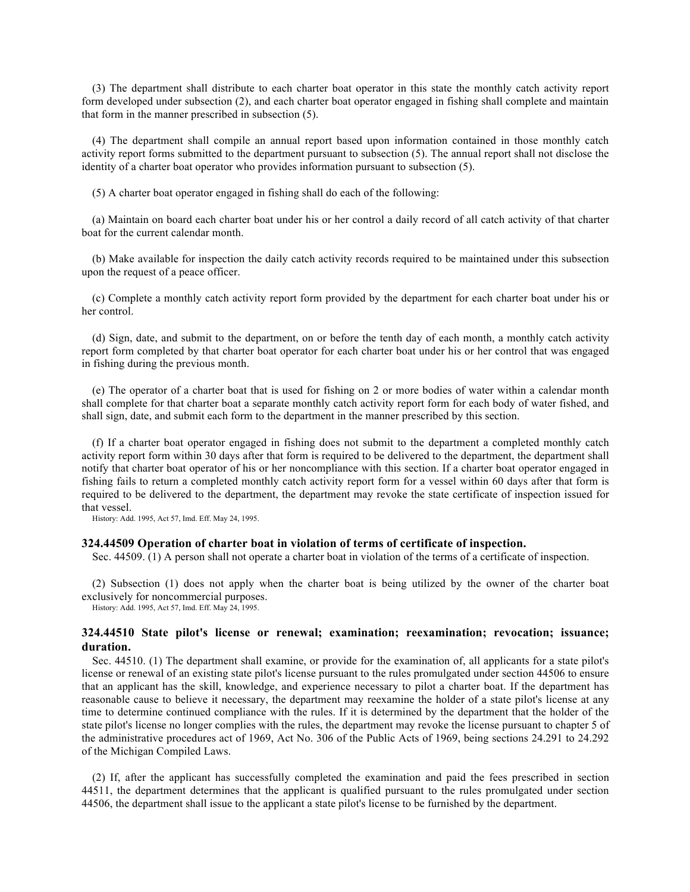(3) The department shall distribute to each charter boat operator in this state the monthly catch activity report form developed under subsection (2), and each charter boat operator engaged in fishing shall complete and maintain that form in the manner prescribed in subsection (5).

(4) The department shall compile an annual report based upon information contained in those monthly catch activity report forms submitted to the department pursuant to subsection (5). The annual report shall not disclose the identity of a charter boat operator who provides information pursuant to subsection (5).

(5) A charter boat operator engaged in fishing shall do each of the following:

(a) Maintain on board each charter boat under his or her control a daily record of all catch activity of that charter boat for the current calendar month.

(b) Make available for inspection the daily catch activity records required to be maintained under this subsection upon the request of a peace officer.

(c) Complete a monthly catch activity report form provided by the department for each charter boat under his or her control.

(d) Sign, date, and submit to the department, on or before the tenth day of each month, a monthly catch activity report form completed by that charter boat operator for each charter boat under his or her control that was engaged in fishing during the previous month.

(e) The operator of a charter boat that is used for fishing on 2 or more bodies of water within a calendar month shall complete for that charter boat a separate monthly catch activity report form for each body of water fished, and shall sign, date, and submit each form to the department in the manner prescribed by this section.

(f) If a charter boat operator engaged in fishing does not submit to the department a completed monthly catch activity report form within 30 days after that form is required to be delivered to the department, the department shall notify that charter boat operator of his or her noncompliance with this section. If a charter boat operator engaged in fishing fails to return a completed monthly catch activity report form for a vessel within 60 days after that form is required to be delivered to the department, the department may revoke the state certificate of inspection issued for that vessel.

History: Add. 1995, Act 57, Imd. Eff. May 24, 1995.

### 324.44509 Operation of charter boat in violation of terms of certificate of inspection.

Sec. 44509. (1) A person shall not operate a charter boat in violation of the terms of a certificate of inspection.

(2) Subsection (1) does not apply when the charter boat is being utilized by the owner of the charter boat exclusively for noncommercial purposes.

History: Add. 1995, Act 57, Imd. Eff. May 24, 1995.

### 324.44510 State pilot's license or renewal; examination; reexamination; revocation; issuance; duration.

Sec. 44510. (1) The department shall examine, or provide for the examination of, all applicants for a state pilot's license or renewal of an existing state pilot's license pursuant to the rules promulgated under section 44506 to ensure that an applicant has the skill, knowledge, and experience necessary to pilot a charter boat. If the department has reasonable cause to believe it necessary, the department may reexamine the holder of a state pilot's license at any time to determine continued compliance with the rules. If it is determined by the department that the holder of the state pilot's license no longer complies with the rules, the department may revoke the license pursuant to chapter 5 of the administrative procedures act of 1969, Act No. 306 of the Public Acts of 1969, being sections 24.291 to 24.292 of the Michigan Compiled Laws.

(2) If, after the applicant has successfully completed the examination and paid the fees prescribed in section 44511, the department determines that the applicant is qualified pursuant to the rules promulgated under section 44506, the department shall issue to the applicant a state pilot's license to be furnished by the department.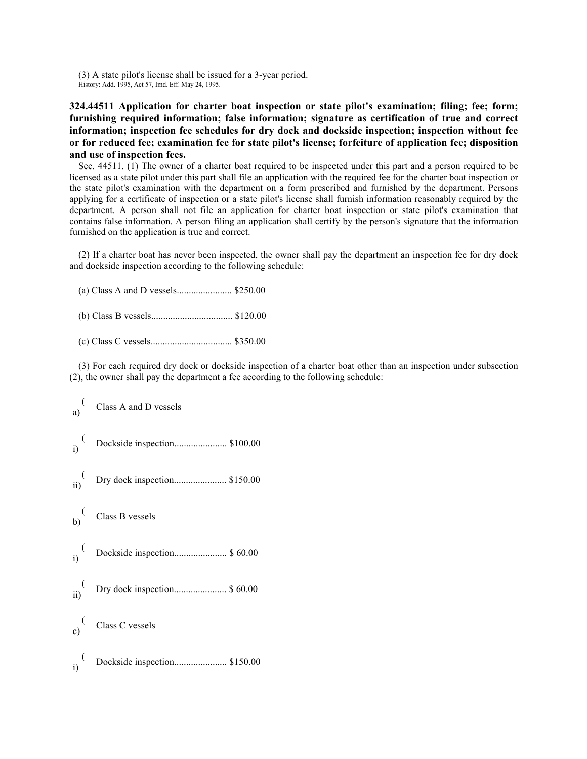(3) A state pilot's license shall be issued for a 3-year period.

History: Add. 1995, Act 57, Imd. Eff. May 24, 1995.

**324.44511 Application for charter boat inspection or state pilot's examination; filing; fee; form; furnishing required information; false information; signature as certification of true and correct information; inspection fee schedules for dry dock and dockside inspection; inspection without fee or for reduced fee; examination fee for state pilot's license; forfeiture of application fee; disposition and use of inspection fees.**

Sec. 44511. (1) The owner of a charter boat required to be inspected under this part and a person required to be licensed as a state pilot under this part shall file an application with the required fee for the charter boat inspection or the state pilot's examination with the department on a form prescribed and furnished by the department. Persons applying for a certificate of inspection or a state pilot's license shall furnish information reasonably required by the department. A person shall not file an application for charter boat inspection or state pilot's examination that contains false information. A person filing an application shall certify by the person's signature that the information furnished on the application is true and correct.

(2) If a charter boat has never been inspected, the owner shall pay the department an inspection fee for dry dock and dockside inspection according to the following schedule:

(a) Class A and D vessels....................... $250.00

(b) Class B vessels................................. $120.00

(c) Class C vessels................................. $350.00

(3) For each required dry dock or dockside inspection of a charter boat other than an inspection under subsection (2), the owner shall pay the department a fee according to the following schedule:

(a) Class A and D vessels

(i) Dockside inspection...................... $100.00

(ii) Dry dock inspection...................... $150.00

(b) Class B vessels

(i) Dockside inspection...................... $ 60.00

(ii) Dry dock inspection...................... $ 60.00

(c) Class C vessels

(i) Dockside inspection...................... $150.00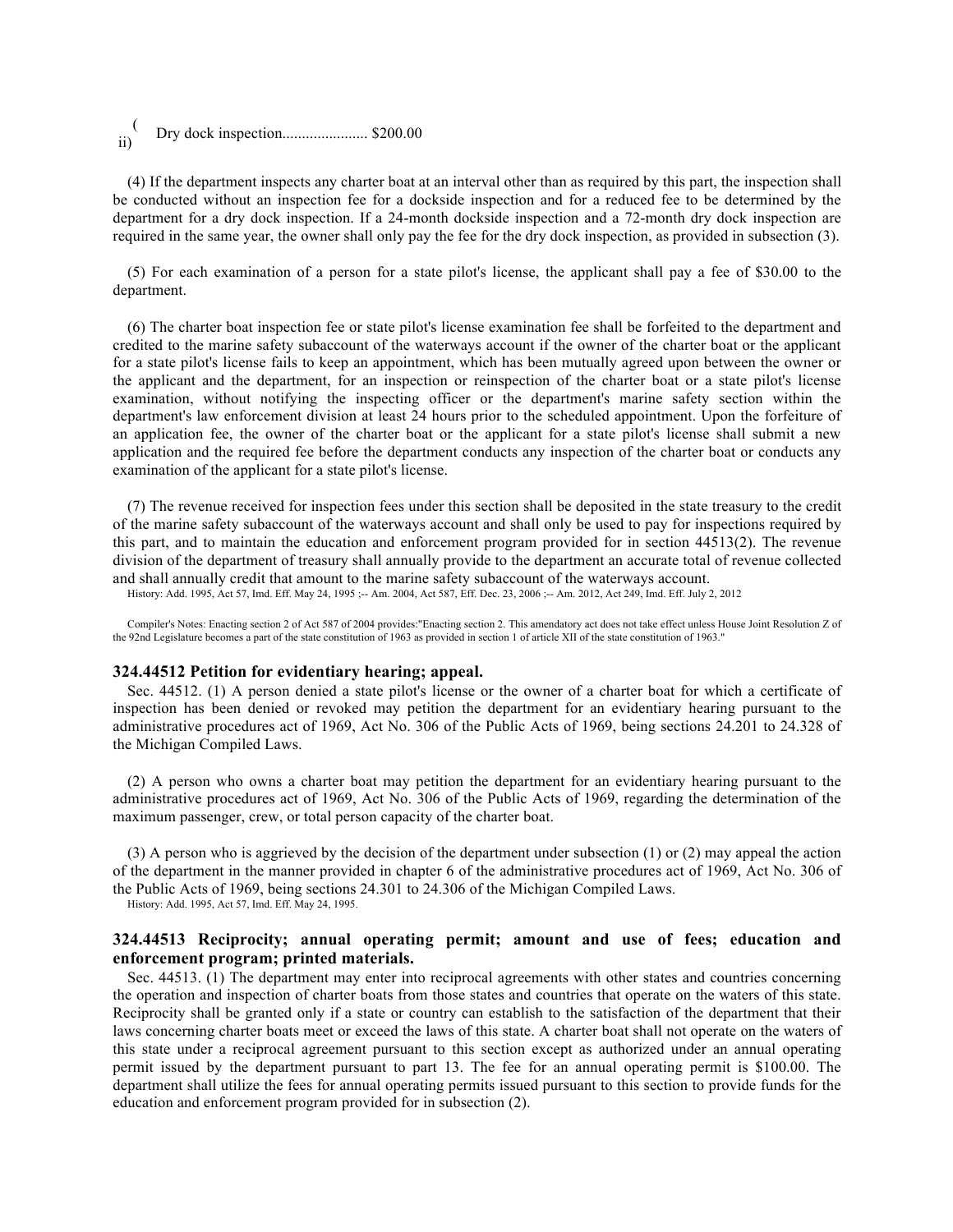(ii) Dry dock inspection...................... $200.00

(4) If the department inspects any charter boat at an interval other than as required by this part, the inspection shall be conducted without an inspection fee for a dockside inspection and for a reduced fee to be determined by the department for a dry dock inspection. If a 24-month dockside inspection and a 72-month dry dock inspection are required in the same year, the owner shall only pay the fee for the dry dock inspection, as provided in subsection (3).

(5) For each examination of a person for a state pilot's license, the applicant shall pay a fee of $30.00 to the department.

(6) The charter boat inspection fee or state pilot's license examination fee shall be forfeited to the department and credited to the marine safety subaccount of the waterways account if the owner of the charter boat or the applicant for a state pilot's license fails to keep an appointment, which has been mutually agreed upon between the owner or the applicant and the department, for an inspection or reinspection of the charter boat or a state pilot's license examination, without notifying the inspecting officer or the department's marine safety section within the department's law enforcement division at least 24 hours prior to the scheduled appointment. Upon the forfeiture of an application fee, the owner of the charter boat or the applicant for a state pilot's license shall submit a new application and the required fee before the department conducts any inspection of the charter boat or conducts any examination of the applicant for a state pilot's license.

(7) The revenue received for inspection fees under this section shall be deposited in the state treasury to the credit of the marine safety subaccount of the waterways account and shall only be used to pay for inspections required by this part, and to maintain the education and enforcement program provided for in section 44513(2). The revenue division of the department of treasury shall annually provide to the department an accurate total of revenue collected and shall annually credit that amount to the marine safety subaccount of the waterways account.

History: Add. 1995, Act 57, Imd. Eff. May 24, 1995 ;-- Am. 2004, Act 587, Eff. Dec. 23, 2006 ;-- Am. 2012, Act 249, Imd. Eff. July 2, 2012

Compiler's Notes: Enacting section 2 of Act 587 of 2004 provides:"Enacting section 2. This amendatory act does not take effect unless House Joint Resolution Z of the 92nd Legislature becomes a part of the state constitution of 1963 as provided in section 1 of article XII of the state constitution of 1963."

### 324.44512 Petition for evidentiary hearing; appeal.

Sec. 44512. (1) A person denied a state pilot's license or the owner of a charter boat for which a certificate of inspection has been denied or revoked may petition the department for an evidentiary hearing pursuant to the administrative procedures act of 1969, Act No. 306 of the Public Acts of 1969, being sections 24.201 to 24.328 of the Michigan Compiled Laws.

(2) A person who owns a charter boat may petition the department for an evidentiary hearing pursuant to the administrative procedures act of 1969, Act No. 306 of the Public Acts of 1969, regarding the determination of the maximum passenger, crew, or total person capacity of the charter boat.

(3) A person who is aggrieved by the decision of the department under subsection (1) or (2) may appeal the action of the department in the manner provided in chapter 6 of the administrative procedures act of 1969, Act No. 306 of the Public Acts of 1969, being sections 24.301 to 24.306 of the Michigan Compiled Laws.

History: Add. 1995, Act 57, Imd. Eff. May 24, 1995.

### 324.44513 Reciprocity; annual operating permit; amount and use of fees; education and enforcement program; printed materials.

Sec. 44513. (1) The department may enter into reciprocal agreements with other states and countries concerning the operation and inspection of charter boats from those states and countries that operate on the waters of this state. Reciprocity shall be granted only if a state or country can establish to the satisfaction of the department that their laws concerning charter boats meet or exceed the laws of this state. A charter boat shall not operate on the waters of this state under a reciprocal agreement pursuant to this section except as authorized under an annual operating permit issued by the department pursuant to part 13. The fee for an annual operating permit is $100.00. The department shall utilize the fees for annual operating permits issued pursuant to this section to provide funds for the education and enforcement program provided for in subsection (2).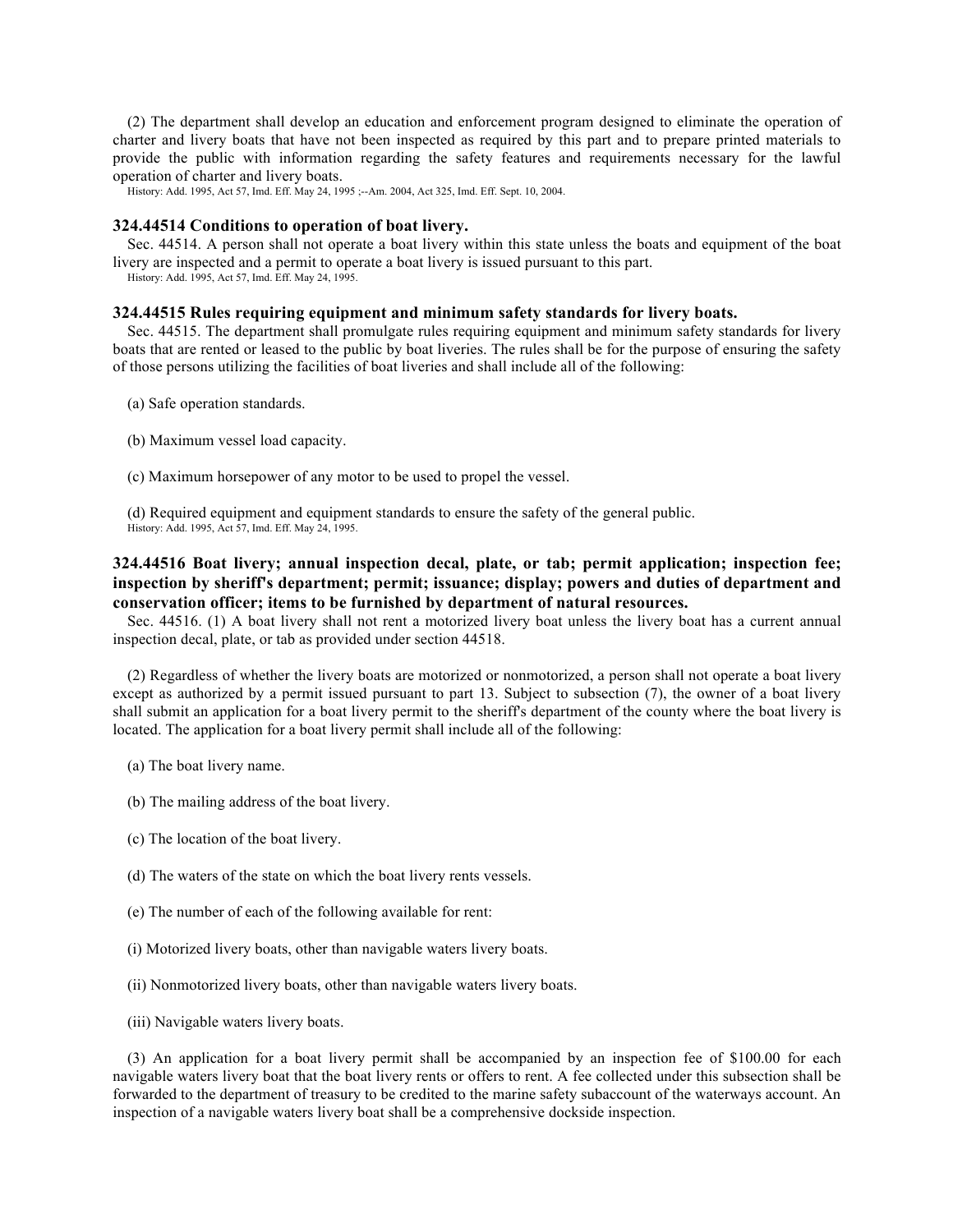(2) The department shall develop an education and enforcement program designed to eliminate the operation of charter and livery boats that have not been inspected as required by this part and to prepare printed materials to provide the public with information regarding the safety features and requirements necessary for the lawful operation of charter and livery boats.

History: Add. 1995, Act 57, Imd. Eff. May 24, 1995 ;--Am. 2004, Act 325, Imd. Eff. Sept. 10, 2004.

### 324.44514 Conditions to operation of boat livery.

Sec. 44514. A person shall not operate a boat livery within this state unless the boats and equipment of the boat livery are inspected and a permit to operate a boat livery is issued pursuant to this part.

History: Add. 1995, Act 57, Imd. Eff. May 24, 1995.

### 324.44515 Rules requiring equipment and minimum safety standards for livery boats.

Sec. 44515. The department shall promulgate rules requiring equipment and minimum safety standards for livery boats that are rented or leased to the public by boat liveries. The rules shall be for the purpose of ensuring the safety of those persons utilizing the facilities of boat liveries and shall include all of the following:

(a) Safe operation standards.

(b) Maximum vessel load capacity.

(c) Maximum horsepower of any motor to be used to propel the vessel.

(d) Required equipment and equipment standards to ensure the safety of the general public.

History: Add. 1995, Act 57, Imd. Eff. May 24, 1995.

### 324.44516 Boat livery; annual inspection decal, plate, or tab; permit application; inspection fee; inspection by sheriff's department; permit; issuance; display; powers and duties of department and conservation officer; items to be furnished by department of natural resources.

Sec. 44516. (1) A boat livery shall not rent a motorized livery boat unless the livery boat has a current annual inspection decal, plate, or tab as provided under section 44518.

(2) Regardless of whether the livery boats are motorized or nonmotorized, a person shall not operate a boat livery except as authorized by a permit issued pursuant to part 13. Subject to subsection (7), the owner of a boat livery shall submit an application for a boat livery permit to the sheriff's department of the county where the boat livery is located. The application for a boat livery permit shall include all of the following:

(a) The boat livery name.

(b) The mailing address of the boat livery.

(c) The location of the boat livery.

(d) The waters of the state on which the boat livery rents vessels.

(e) The number of each of the following available for rent:

(i) Motorized livery boats, other than navigable waters livery boats.

(ii) Nonmotorized livery boats, other than navigable waters livery boats.

(iii) Navigable waters livery boats.

(3) An application for a boat livery permit shall be accompanied by an inspection fee of $100.00 for each navigable waters livery boat that the boat livery rents or offers to rent. A fee collected under this subsection shall be forwarded to the department of treasury to be credited to the marine safety subaccount of the waterways account. An inspection of a navigable waters livery boat shall be a comprehensive dockside inspection.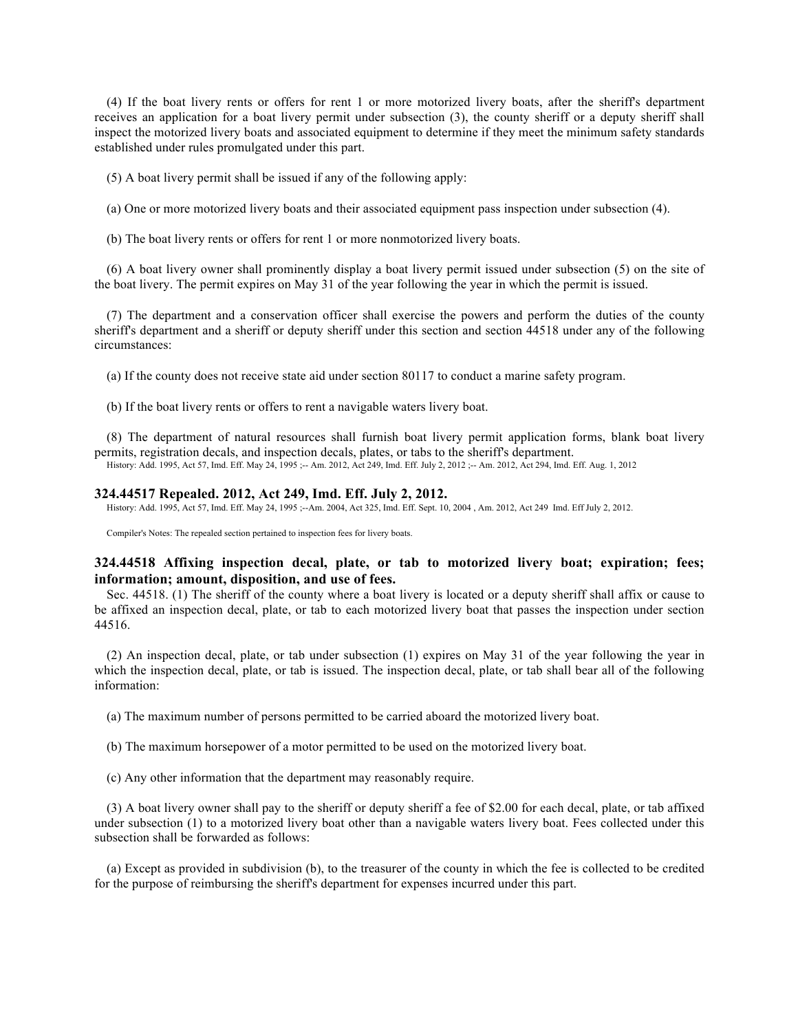(4) If the boat livery rents or offers for rent 1 or more motorized livery boats, after the sheriff's department receives an application for a boat livery permit under subsection (3), the county sheriff or a deputy sheriff shall inspect the motorized livery boats and associated equipment to determine if they meet the minimum safety standards established under rules promulgated under this part.

(5) A boat livery permit shall be issued if any of the following apply:

(a) One or more motorized livery boats and their associated equipment pass inspection under subsection (4).

(b) The boat livery rents or offers for rent 1 or more nonmotorized livery boats.

(6) A boat livery owner shall prominently display a boat livery permit issued under subsection (5) on the site of the boat livery. The permit expires on May 31 of the year following the year in which the permit is issued.

(7) The department and a conservation officer shall exercise the powers and perform the duties of the county sheriff's department and a sheriff or deputy sheriff under this section and section 44518 under any of the following circumstances:

(a) If the county does not receive state aid under section 80117 to conduct a marine safety program.

(b) If the boat livery rents or offers to rent a navigable waters livery boat.

(8) The department of natural resources shall furnish boat livery permit application forms, blank boat livery permits, registration decals, and inspection decals, plates, or tabs to the sheriff's department.

History: Add. 1995, Act 57, Imd. Eff. May 24, 1995 ;-- Am. 2012, Act 249, Imd. Eff. July 2, 2012 ;-- Am. 2012, Act 294, Imd. Eff. Aug. 1, 2012

### 324.44517 Repealed. 2012, Act 249, Imd. Eff. July 2, 2012.

History: Add. 1995, Act 57, Imd. Eff. May 24, 1995 ;--Am. 2004, Act 325, Imd. Eff. Sept. 10, 2004 , Am. 2012, Act 249 Imd. Eff July 2, 2012.

Compiler's Notes: The repealed section pertained to inspection fees for livery boats.

### 324.44518 Affixing inspection decal, plate, or tab to motorized livery boat; expiration; fees; information; amount, disposition, and use of fees.

Sec. 44518. (1) The sheriff of the county where a boat livery is located or a deputy sheriff shall affix or cause to be affixed an inspection decal, plate, or tab to each motorized livery boat that passes the inspection under section 44516.

(2) An inspection decal, plate, or tab under subsection (1) expires on May 31 of the year following the year in which the inspection decal, plate, or tab is issued. The inspection decal, plate, or tab shall bear all of the following information:

(a) The maximum number of persons permitted to be carried aboard the motorized livery boat.

(b) The maximum horsepower of a motor permitted to be used on the motorized livery boat.

(c) Any other information that the department may reasonably require.

(3) A boat livery owner shall pay to the sheriff or deputy sheriff a fee of $2.00 for each decal, plate, or tab affixed under subsection (1) to a motorized livery boat other than a navigable waters livery boat. Fees collected under this subsection shall be forwarded as follows:

(a) Except as provided in subdivision (b), to the treasurer of the county in which the fee is collected to be credited for the purpose of reimbursing the sheriff's department for expenses incurred under this part.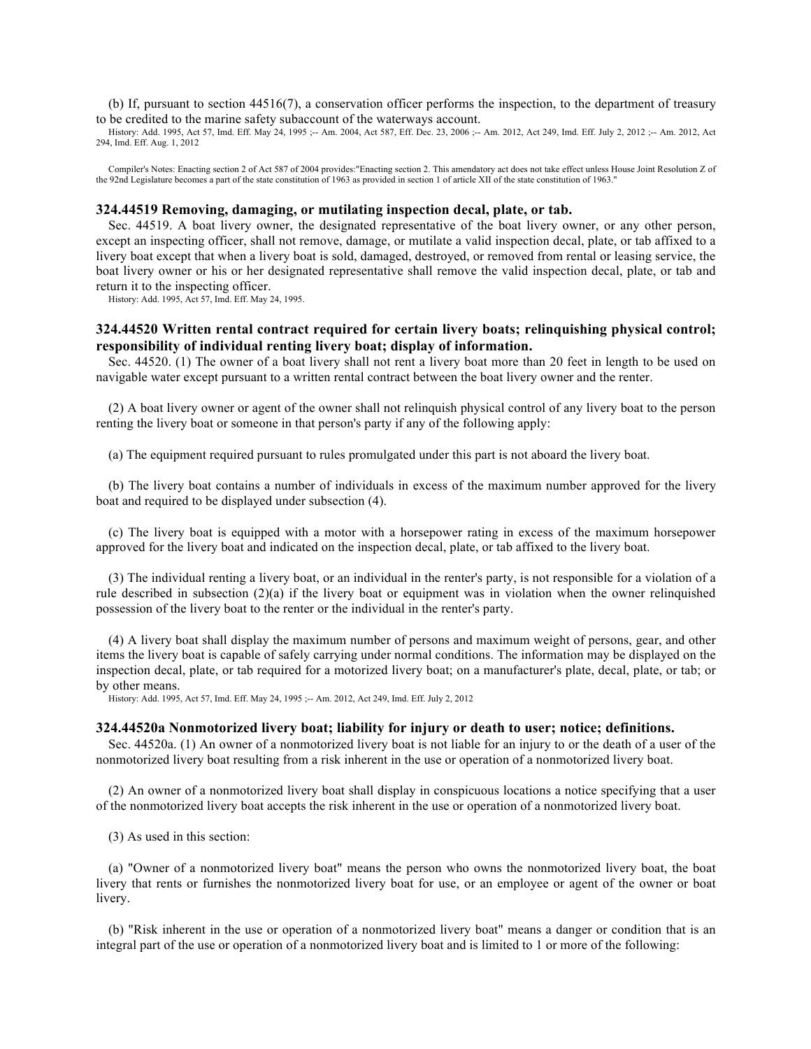(b) If, pursuant to section 44516(7), a conservation officer performs the inspection, to the department of treasury to be credited to the marine safety subaccount of the waterways account.

History: Add. 1995, Act 57, Imd. Eff. May 24, 1995 ;-- Am. 2004, Act 587, Eff. Dec. 23, 2006 ;-- Am. 2012, Act 249, Imd. Eff. July 2, 2012 ;-- Am. 2012, Act 294, Imd. Eff. Aug. 1, 2012

Compiler's Notes: Enacting section 2 of Act 587 of 2004 provides:"Enacting section 2. This amendatory act does not take effect unless House Joint Resolution Z of the 92nd Legislature becomes a part of the state constitution of 1963 as provided in section 1 of article XII of the state constitution of 1963."

### 324.44519 Removing, damaging, or mutilating inspection decal, plate, or tab.

Sec. 44519. A boat livery owner, the designated representative of the boat livery owner, or any other person, except an inspecting officer, shall not remove, damage, or mutilate a valid inspection decal, plate, or tab affixed to a livery boat except that when a livery boat is sold, damaged, destroyed, or removed from rental or leasing service, the boat livery owner or his or her designated representative shall remove the valid inspection decal, plate, or tab and return it to the inspecting officer.

History: Add. 1995, Act 57, Imd. Eff. May 24, 1995.

### 324.44520 Written rental contract required for certain livery boats; relinquishing physical control; responsibility of individual renting livery boat; display of information.

Sec. 44520. (1) The owner of a boat livery shall not rent a livery boat more than 20 feet in length to be used on navigable water except pursuant to a written rental contract between the boat livery owner and the renter.

(2) A boat livery owner or agent of the owner shall not relinquish physical control of any livery boat to the person renting the livery boat or someone in that person's party if any of the following apply:

(a) The equipment required pursuant to rules promulgated under this part is not aboard the livery boat.

(b) The livery boat contains a number of individuals in excess of the maximum number approved for the livery boat and required to be displayed under subsection (4).

(c) The livery boat is equipped with a motor with a horsepower rating in excess of the maximum horsepower approved for the livery boat and indicated on the inspection decal, plate, or tab affixed to the livery boat.

(3) The individual renting a livery boat, or an individual in the renter's party, is not responsible for a violation of a rule described in subsection (2)(a) if the livery boat or equipment was in violation when the owner relinquished possession of the livery boat to the renter or the individual in the renter's party.

(4) A livery boat shall display the maximum number of persons and maximum weight of persons, gear, and other items the livery boat is capable of safely carrying under normal conditions. The information may be displayed on the inspection decal, plate, or tab required for a motorized livery boat; on a manufacturer's plate, decal, plate, or tab; or by other means.

History: Add. 1995, Act 57, Imd. Eff. May 24, 1995 ;-- Am. 2012, Act 249, Imd. Eff. July 2, 2012

### 324.44520a Nonmotorized livery boat; liability for injury or death to user; notice; definitions.

Sec. 44520a. (1) An owner of a nonmotorized livery boat is not liable for an injury to or the death of a user of the nonmotorized livery boat resulting from a risk inherent in the use or operation of a nonmotorized livery boat.

(2) An owner of a nonmotorized livery boat shall display in conspicuous locations a notice specifying that a user of the nonmotorized livery boat accepts the risk inherent in the use or operation of a nonmotorized livery boat.

(3) As used in this section:

(a) "Owner of a nonmotorized livery boat" means the person who owns the nonmotorized livery boat, the boat livery that rents or furnishes the nonmotorized livery boat for use, or an employee or agent of the owner or boat livery.

(b) "Risk inherent in the use or operation of a nonmotorized livery boat" means a danger or condition that is an integral part of the use or operation of a nonmotorized livery boat and is limited to 1 or more of the following: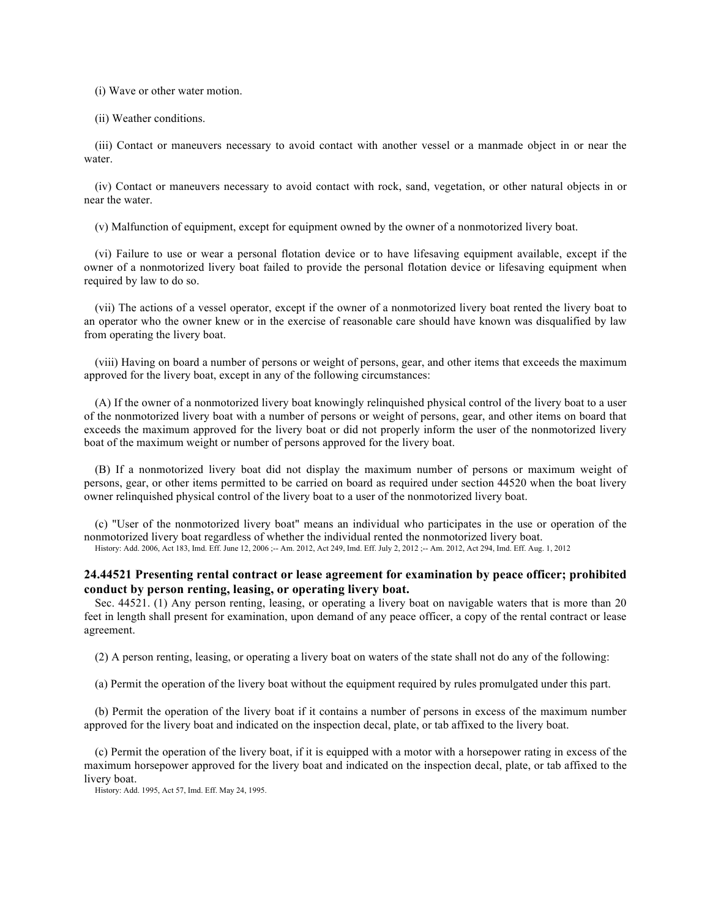(i) Wave or other water motion.

(ii) Weather conditions.

(iii) Contact or maneuvers necessary to avoid contact with another vessel or a manmade object in or near the water.

(iv) Contact or maneuvers necessary to avoid contact with rock, sand, vegetation, or other natural objects in or near the water.

(v) Malfunction of equipment, except for equipment owned by the owner of a nonmotorized livery boat.

(vi) Failure to use or wear a personal flotation device or to have lifesaving equipment available, except if the owner of a nonmotorized livery boat failed to provide the personal flotation device or lifesaving equipment when required by law to do so.

(vii) The actions of a vessel operator, except if the owner of a nonmotorized livery boat rented the livery boat to an operator who the owner knew or in the exercise of reasonable care should have known was disqualified by law from operating the livery boat.

(viii) Having on board a number of persons or weight of persons, gear, and other items that exceeds the maximum approved for the livery boat, except in any of the following circumstances:

(A) If the owner of a nonmotorized livery boat knowingly relinquished physical control of the livery boat to a user of the nonmotorized livery boat with a number of persons or weight of persons, gear, and other items on board that exceeds the maximum approved for the livery boat or did not properly inform the user of the nonmotorized livery boat of the maximum weight or number of persons approved for the livery boat.

(B) If a nonmotorized livery boat did not display the maximum number of persons or maximum weight of persons, gear, or other items permitted to be carried on board as required under section 44520 when the boat livery owner relinquished physical control of the livery boat to a user of the nonmotorized livery boat.

(c) "User of the nonmotorized livery boat" means an individual who participates in the use or operation of the nonmotorized livery boat regardless of whether the individual rented the nonmotorized livery boat.

History: Add. 2006, Act 183, Imd. Eff. June 12, 2006 ;-- Am. 2012, Act 249, Imd. Eff. July 2, 2012 ;-- Am. 2012, Act 294, Imd. Eff. Aug. 1, 2012

### 24.44521 Presenting rental contract or lease agreement for examination by peace officer; prohibited conduct by person renting, leasing, or operating livery boat.

Sec. 44521. (1) Any person renting, leasing, or operating a livery boat on navigable waters that is more than 20 feet in length shall present for examination, upon demand of any peace officer, a copy of the rental contract or lease agreement.

(2) A person renting, leasing, or operating a livery boat on waters of the state shall not do any of the following:

(a) Permit the operation of the livery boat without the equipment required by rules promulgated under this part.

(b) Permit the operation of the livery boat if it contains a number of persons in excess of the maximum number approved for the livery boat and indicated on the inspection decal, plate, or tab affixed to the livery boat.

(c) Permit the operation of the livery boat, if it is equipped with a motor with a horsepower rating in excess of the maximum horsepower approved for the livery boat and indicated on the inspection decal, plate, or tab affixed to the livery boat.

History: Add. 1995, Act 57, Imd. Eff. May 24, 1995.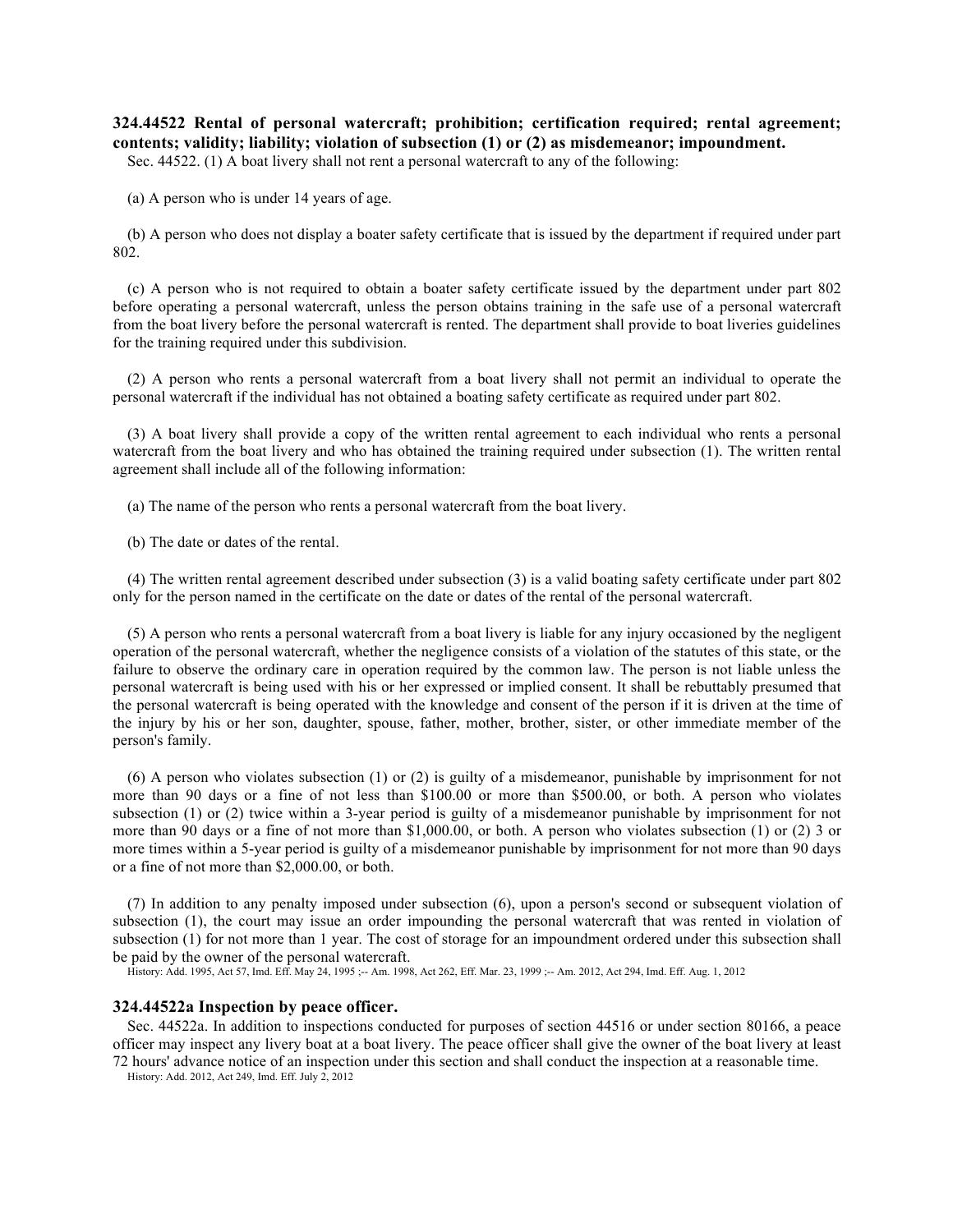### 324.44522 Rental of personal watercraft; prohibition; certification required; rental agreement; contents; validity; liability; violation of subsection (1) or (2) as misdemeanor; impoundment.

Sec. 44522. (1) A boat livery shall not rent a personal watercraft to any of the following:

(a) A person who is under 14 years of age.

(b) A person who does not display a boater safety certificate that is issued by the department if required under part 802.

(c) A person who is not required to obtain a boater safety certificate issued by the department under part 802 before operating a personal watercraft, unless the person obtains training in the safe use of a personal watercraft from the boat livery before the personal watercraft is rented. The department shall provide to boat liveries guidelines for the training required under this subdivision.

(2) A person who rents a personal watercraft from a boat livery shall not permit an individual to operate the personal watercraft if the individual has not obtained a boating safety certificate as required under part 802.

(3) A boat livery shall provide a copy of the written rental agreement to each individual who rents a personal watercraft from the boat livery and who has obtained the training required under subsection (1). The written rental agreement shall include all of the following information:

(a) The name of the person who rents a personal watercraft from the boat livery.

(b) The date or dates of the rental.

(4) The written rental agreement described under subsection (3) is a valid boating safety certificate under part 802 only for the person named in the certificate on the date or dates of the rental of the personal watercraft.

(5) A person who rents a personal watercraft from a boat livery is liable for any injury occasioned by the negligent operation of the personal watercraft, whether the negligence consists of a violation of the statutes of this state, or the failure to observe the ordinary care in operation required by the common law. The person is not liable unless the personal watercraft is being used with his or her expressed or implied consent. It shall be rebuttably presumed that the personal watercraft is being operated with the knowledge and consent of the person if it is driven at the time of the injury by his or her son, daughter, spouse, father, mother, brother, sister, or other immediate member of the person's family.

(6) A person who violates subsection (1) or (2) is guilty of a misdemeanor, punishable by imprisonment for not more than 90 days or a fine of not less than \$100.00 or more than \$500.00, or both. A person who violates subsection (1) or (2) twice within a 3-year period is guilty of a misdemeanor punishable by imprisonment for not more than 90 days or a fine of not more than \$1,000.00, or both. A person who violates subsection (1) or (2) 3 or more times within a 5-year period is guilty of a misdemeanor punishable by imprisonment for not more than 90 days or a fine of not more than \$2,000.00, or both.

(7) In addition to any penalty imposed under subsection (6), upon a person's second or subsequent violation of subsection (1), the court may issue an order impounding the personal watercraft that was rented in violation of subsection (1) for not more than 1 year. The cost of storage for an impoundment ordered under this subsection shall be paid by the owner of the personal watercraft.

History: Add. 1995, Act 57, Imd. Eff. May 24, 1995 ;-- Am. 1998, Act 262, Eff. Mar. 23, 1999 ;-- Am. 2012, Act 294, Imd. Eff. Aug. 1, 2012

### 324.44522a Inspection by peace officer.

Sec. 44522a. In addition to inspections conducted for purposes of section 44516 or under section 80166, a peace officer may inspect any livery boat at a boat livery. The peace officer shall give the owner of the boat livery at least 72 hours' advance notice of an inspection under this section and shall conduct the inspection at a reasonable time.

History: Add. 2012, Act 249, Imd. Eff. July 2, 2012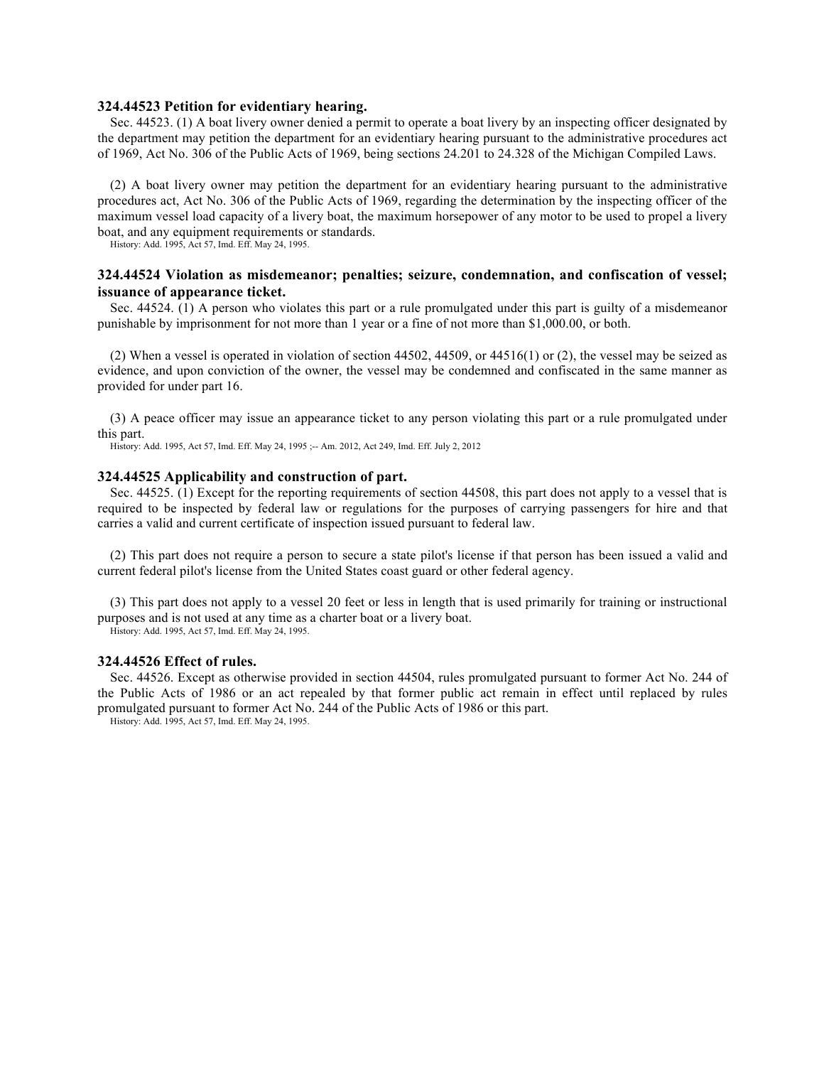### 324.44523 Petition for evidentiary hearing.

Sec. 44523. (1) A boat livery owner denied a permit to operate a boat livery by an inspecting officer designated by the department may petition the department for an evidentiary hearing pursuant to the administrative procedures act of 1969, Act No. 306 of the Public Acts of 1969, being sections 24.201 to 24.328 of the Michigan Compiled Laws.

(2) A boat livery owner may petition the department for an evidentiary hearing pursuant to the administrative procedures act, Act No. 306 of the Public Acts of 1969, regarding the determination by the inspecting officer of the maximum vessel load capacity of a livery boat, the maximum horsepower of any motor to be used to propel a livery boat, and any equipment requirements or standards.

History: Add. 1995, Act 57, Imd. Eff. May 24, 1995.

### 324.44524 Violation as misdemeanor; penalties; seizure, condemnation, and confiscation of vessel; issuance of appearance ticket.

Sec. 44524. (1) A person who violates this part or a rule promulgated under this part is guilty of a misdemeanor punishable by imprisonment for not more than 1 year or a fine of not more than $1,000.00, or both.

(2) When a vessel is operated in violation of section 44502, 44509, or 44516(1) or (2), the vessel may be seized as evidence, and upon conviction of the owner, the vessel may be condemned and confiscated in the same manner as provided for under part 16.

(3) A peace officer may issue an appearance ticket to any person violating this part or a rule promulgated under this part.

History: Add. 1995, Act 57, Imd. Eff. May 24, 1995 ;-- Am. 2012, Act 249, Imd. Eff. July 2, 2012

### 324.44525 Applicability and construction of part.

Sec. 44525. (1) Except for the reporting requirements of section 44508, this part does not apply to a vessel that is required to be inspected by federal law or regulations for the purposes of carrying passengers for hire and that carries a valid and current certificate of inspection issued pursuant to federal law.

(2) This part does not require a person to secure a state pilot's license if that person has been issued a valid and current federal pilot's license from the United States coast guard or other federal agency.

(3) This part does not apply to a vessel 20 feet or less in length that is used primarily for training or instructional purposes and is not used at any time as a charter boat or a livery boat.

History: Add. 1995, Act 57, Imd. Eff. May 24, 1995.

### 324.44526 Effect of rules.

Sec. 44526. Except as otherwise provided in section 44504, rules promulgated pursuant to former Act No. 244 of the Public Acts of 1986 or an act repealed by that former public act remain in effect until replaced by rules promulgated pursuant to former Act No. 244 of the Public Acts of 1986 or this part.

History: Add. 1995, Act 57, Imd. Eff. May 24, 1995.